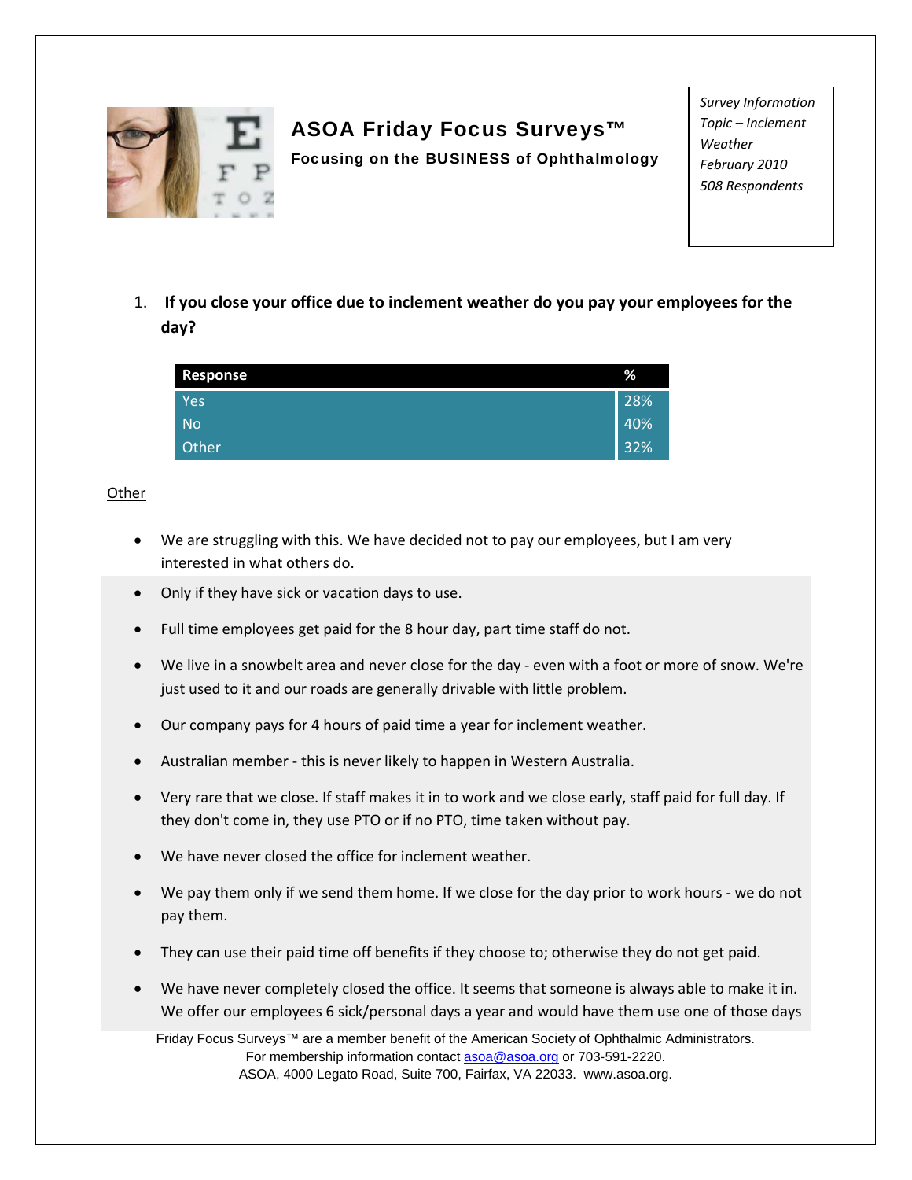# ASOA Friday Focus Surveys™

**Focusing on the BUSINESS of Ophthalmology**

*Survey Information*
*Topic – Inclement Weather*
*February 2010*
*508 Respondents*

1. **If you close your office due to inclement weather do you pay your employees for the day?**

| Response | % |
|---|---|
| Yes | 28% |
| No | 40% |
| Other | 32% |

Other

- We are struggling with this. We have decided not to pay our employees, but I am very interested in what others do.
- Only if they have sick or vacation days to use.
- Full time employees get paid for the 8 hour day, part time staff do not.
- We live in a snowbelt area and never close for the day - even with a foot or more of snow. We're just used to it and our roads are generally drivable with little problem.
- Our company pays for 4 hours of paid time a year for inclement weather.
- Australian member - this is never likely to happen in Western Australia.
- Very rare that we close. If staff makes it in to work and we close early, staff paid for full day. If they don't come in, they use PTO or if no PTO, time taken without pay.
- We have never closed the office for inclement weather.
- We pay them only if we send them home. If we close for the day prior to work hours - we do not pay them.
- They can use their paid time off benefits if they choose to; otherwise they do not get paid.
- We have never completely closed the office. It seems that someone is always able to make it in. We offer our employees 6 sick/personal days a year and would have them use one of those days

Friday Focus Surveys™ are a member benefit of the American Society of Ophthalmic Administrators.
For membership information contact asoa@asoa.org or 703-591-2220.
ASOA, 4000 Legato Road, Suite 700, Fairfax, VA 22033. www.asoa.org.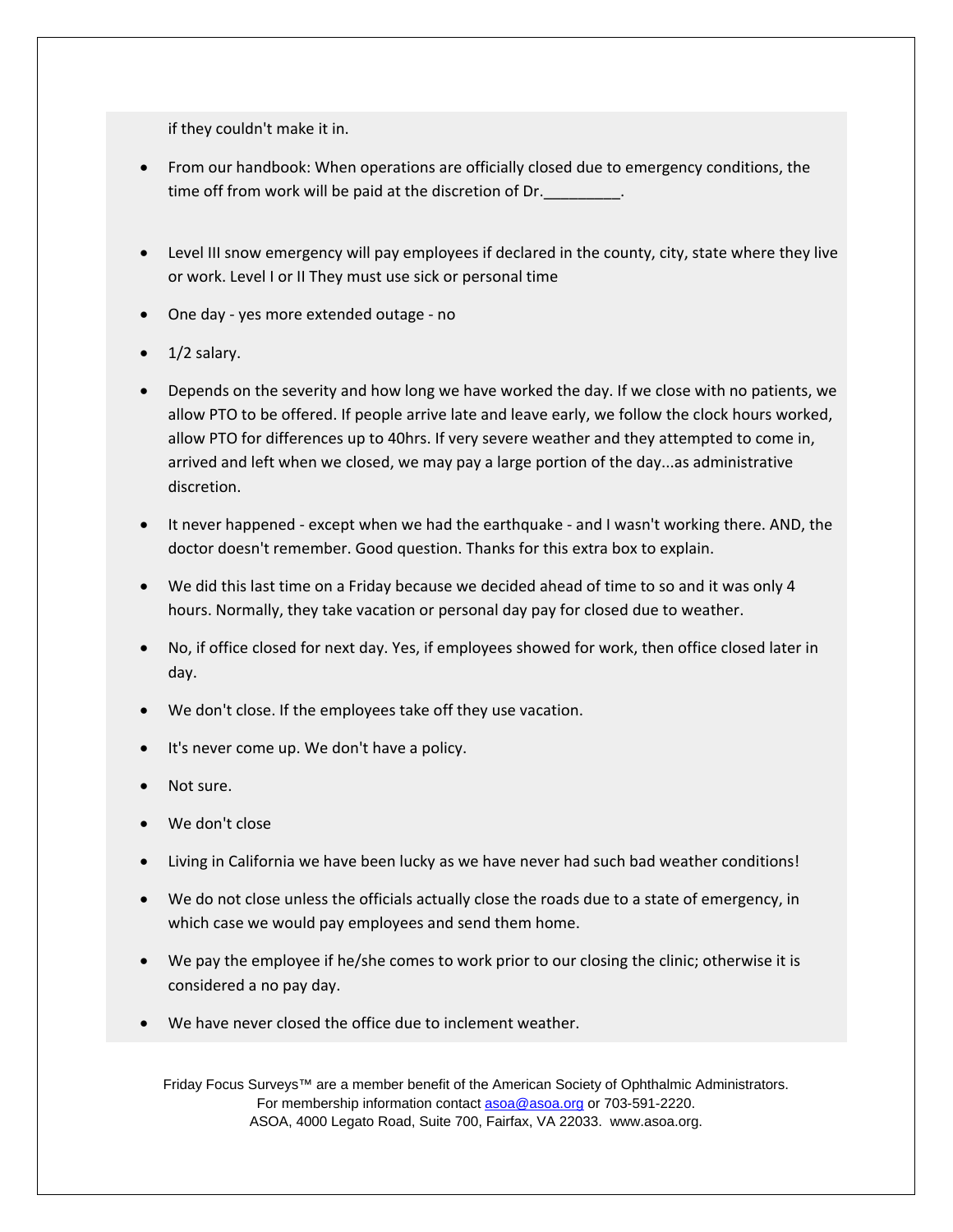if they couldn't make it in.

- From our handbook: When operations are officially closed due to emergency conditions, the time off from work will be paid at the discretion of Dr._________.

- Level III snow emergency will pay employees if declared in the county, city, state where they live or work. Level I or II They must use sick or personal time
- One day - yes more extended outage - no
- 1/2 salary.
- Depends on the severity and how long we have worked the day. If we close with no patients, we allow PTO to be offered. If people arrive late and leave early, we follow the clock hours worked, allow PTO for differences up to 40hrs. If very severe weather and they attempted to come in, arrived and left when we closed, we may pay a large portion of the day...as administrative discretion.
- It never happened - except when we had the earthquake - and I wasn't working there. AND, the doctor doesn't remember. Good question. Thanks for this extra box to explain.
- We did this last time on a Friday because we decided ahead of time to so and it was only 4 hours. Normally, they take vacation or personal day pay for closed due to weather.
- No, if office closed for next day. Yes, if employees showed for work, then office closed later in day.
- We don't close. If the employees take off they use vacation.
- It's never come up. We don't have a policy.
- Not sure.
- We don't close
- Living in California we have been lucky as we have never had such bad weather conditions!
- We do not close unless the officials actually close the roads due to a state of emergency, in which case we would pay employees and send them home.
- We pay the employee if he/she comes to work prior to our closing the clinic; otherwise it is considered a no pay day.
- We have never closed the office due to inclement weather.

Friday Focus Surveys™ are a member benefit of the American Society of Ophthalmic Administrators.
For membership information contact asoa@asoa.org or 703-591-2220.
ASOA, 4000 Legato Road, Suite 700, Fairfax, VA 22033. www.asoa.org.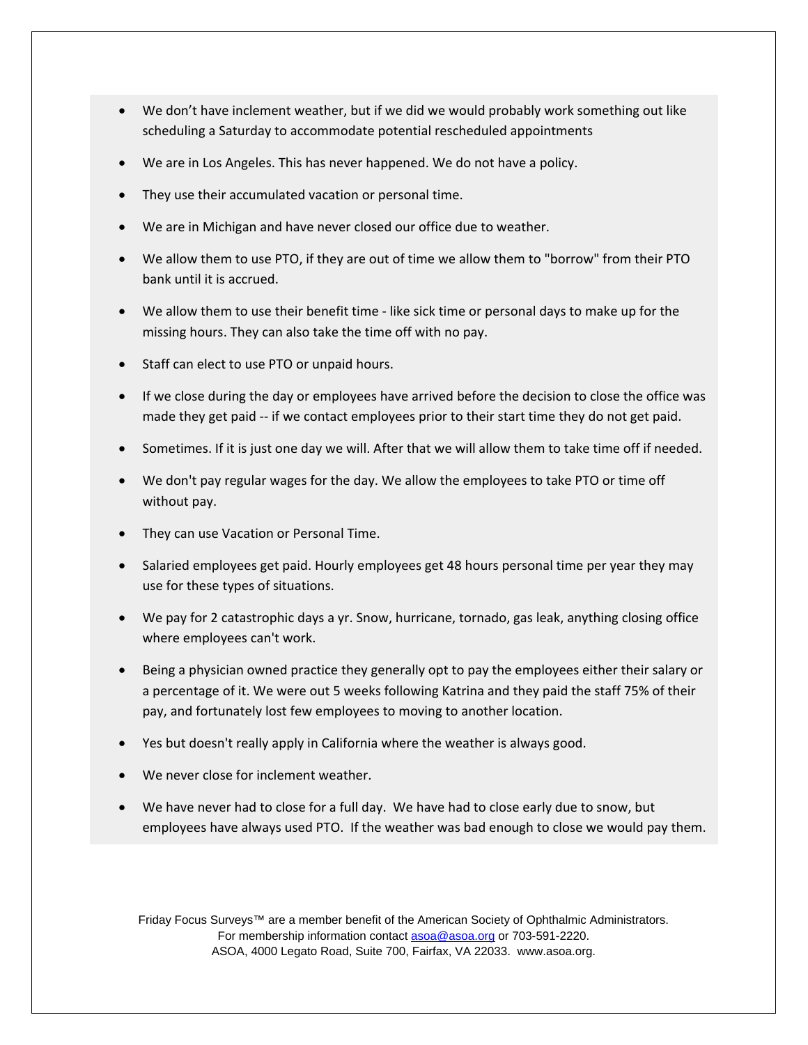- We don't have inclement weather, but if we did we would probably work something out like scheduling a Saturday to accommodate potential rescheduled appointments
- We are in Los Angeles. This has never happened. We do not have a policy.
- They use their accumulated vacation or personal time.
- We are in Michigan and have never closed our office due to weather.
- We allow them to use PTO, if they are out of time we allow them to "borrow" from their PTO bank until it is accrued.
- We allow them to use their benefit time - like sick time or personal days to make up for the missing hours. They can also take the time off with no pay.
- Staff can elect to use PTO or unpaid hours.
- If we close during the day or employees have arrived before the decision to close the office was made they get paid -- if we contact employees prior to their start time they do not get paid.
- Sometimes. If it is just one day we will. After that we will allow them to take time off if needed.
- We don't pay regular wages for the day. We allow the employees to take PTO or time off without pay.
- They can use Vacation or Personal Time.
- Salaried employees get paid. Hourly employees get 48 hours personal time per year they may use for these types of situations.
- We pay for 2 catastrophic days a yr. Snow, hurricane, tornado, gas leak, anything closing office where employees can't work.
- Being a physician owned practice they generally opt to pay the employees either their salary or a percentage of it. We were out 5 weeks following Katrina and they paid the staff 75% of their pay, and fortunately lost few employees to moving to another location.
- Yes but doesn't really apply in California where the weather is always good.
- We never close for inclement weather.
- We have never had to close for a full day. We have had to close early due to snow, but employees have always used PTO. If the weather was bad enough to close we would pay them.

Friday Focus Surveys™ are a member benefit of the American Society of Ophthalmic Administrators.
For membership information contact asoa@asoa.org or 703-591-2220.
ASOA, 4000 Legato Road, Suite 700, Fairfax, VA 22033. www.asoa.org.